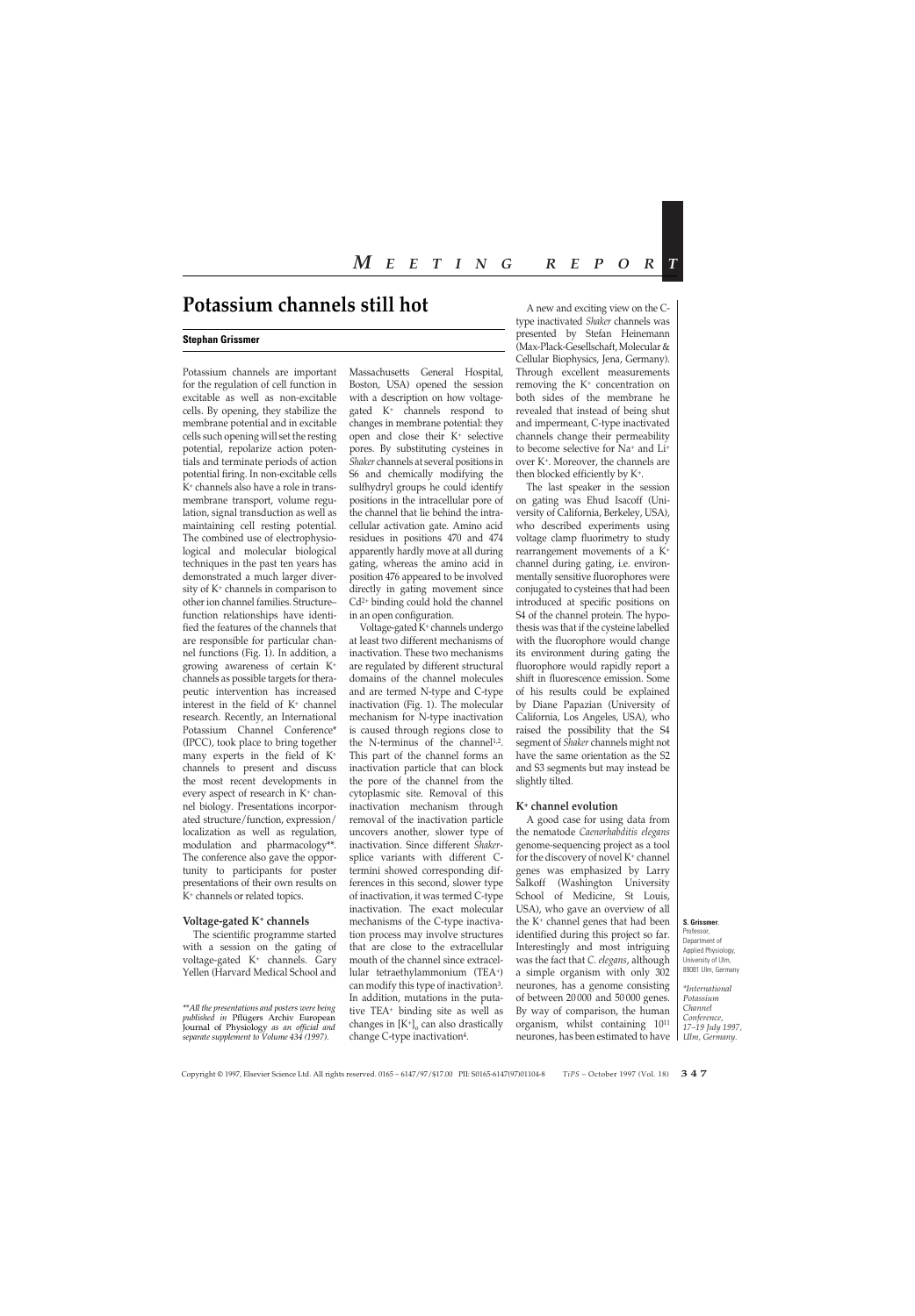# Potassium channels still hot

**Stephan Grissmer**

Potassium channels are important for the regulation of cell function in excitable as well as non-excitable cells. By opening, they stabilize the membrane potential and in excitable cells such opening will set the resting potential, repolarize action potentials and terminate periods of action potential firing. In non-excitable cells $K^+$ channels also have a role in transmembrane transport, volume regulation, signal transduction as well as maintaining cell resting potential. The combined use of electrophysiological and molecular biological techniques in the past ten years has demonstrated a much larger diversity of $K^+$ channels in comparison to other ion channel families. Structure–function relationships have identified the features of the channels that are responsible for particular channel functions (Fig. 1). In addition, a growing awareness of certain $K^+$ channels as possible targets for therapeutic intervention has increased interest in the field of $K^+$ channel research. Recently, an International Potassium Channel Conference* (IPCC), took place to bring together many experts in the field of $K^+$ channels to present and discuss the most recent developments in every aspect of research in $K^+$ channel biology. Presentations incorporated structure/function, expression/localization as well as regulation, modulation and pharmacology**. The conference also gave the opportunity to participants for poster presentations of their own results on $K^+$ channels or related topics.

## Voltage-gated $K^+$ channels

The scientific programme started with a session on the gating of voltage-gated $K^+$ channels. Gary Yellen (Harvard Medical School and Massachusetts General Hospital, Boston, USA) opened the session with a description on how voltage-gated $K^+$ channels respond to changes in membrane potential: they open and close their $K^+$ selective pores. By substituting cysteines in *Shaker* channels at several positions in S6 and chemically modifying the sulfhydryl groups he could identify positions in the intracellular pore of the channel that lie behind the intracellular activation gate. Amino acid residues in positions 470 and 474 apparently hardly move at all during gating, whereas the amino acid in position 476 appeared to be involved directly in gating movement since $Cd^{2+}$ binding could hold the channel in an open configuration.

Voltage-gated $K^+$ channels undergo at least two different mechanisms of inactivation. These two mechanisms are regulated by different structural domains of the channel molecules and are termed N-type and C-type inactivation (Fig. 1). The molecular mechanism for N-type inactivation is caused through regions close to the N-terminus of the channel[1,2]. This part of the channel forms an inactivation particle that can block the pore of the channel from the cytoplasmic site. Removal of this inactivation mechanism through removal of the inactivation particle uncovers another, slower type of inactivation. Since different *Shaker*-splice variants with different C-termini showed corresponding differences in this second, slower type of inactivation, it was termed C-type inactivation. The exact molecular mechanisms of the C-type inactivation process may involve structures that are close to the extracellular mouth of the channel since extracellular tetraethylammonium ($TEA^+$) can modify this type of inactivation[3]. In addition, mutations in the putative $TEA^+$ binding site as well as changes in $[K^+]_o$ can also drastically change C-type inactivation[4].

A new and exciting view on the C-type inactivated *Shaker* channels was presented by Stefan Heinemann (Max-Plack-Gesellschaft, Molecular & Cellular Biophysics, Jena, Germany). Through excellent measurements removing the $K^+$ concentration on both sides of the membrane he revealed that instead of being shut and impermeant, C-type inactivated channels change their permeability to become selective for $Na^+$ and $Li^+$ over $K^+$. Moreover, the channels are then blocked efficiently by $K^+$.

The last speaker in the session on gating was Ehud Isacoff (University of California, Berkeley, USA), who described experiments using voltage clamp fluorimetry to study rearrangement movements of a $K^+$ channel during gating, i.e. environmentally sensitive fluorophores were conjugated to cysteines that had been introduced at specific positions on S4 of the channel protein. The hypothesis was that if the cysteine labelled with the fluorophore would change its environment during gating the fluorophore would rapidly report a shift in fluorescence emission. Some of his results could be explained by Diane Papazian (University of California, Los Angeles, USA), who raised the possibility that the S4 segment of *Shaker* channels might not have the same orientation as the S2 and S3 segments but may instead be slightly tilted.

## $K^+$ channel evolution

A good case for using data from the nematode *Caenorhabditis elegans* genome-sequencing project as a tool for the discovery of novel $K^+$ channel genes was emphasized by Larry Salkoff (Washington University School of Medicine, St Louis, USA), who gave an overview of all the $K^+$ channel genes that had been identified during this project so far. Interestingly and most intriguing was the fact that *C. elegans*, although a simple organism with only 302 neurones, has a genome consisting of between 20 000 and 50 000 genes. By way of comparison, the human organism, whilst containing $10^{11}$ neurones, has been estimated to have

**S. Grissmer**, Professor, Department of Applied Physiology, University of Ulm, 89081 Ulm, Germany

*International Potassium Channel Conference, 17–19 July 1997, Ulm, Germany.

**All the presentations and posters were being published in *Pflugers Archiv European Journal of Physiology* as an official and separate supplement to Volume 434 (1997).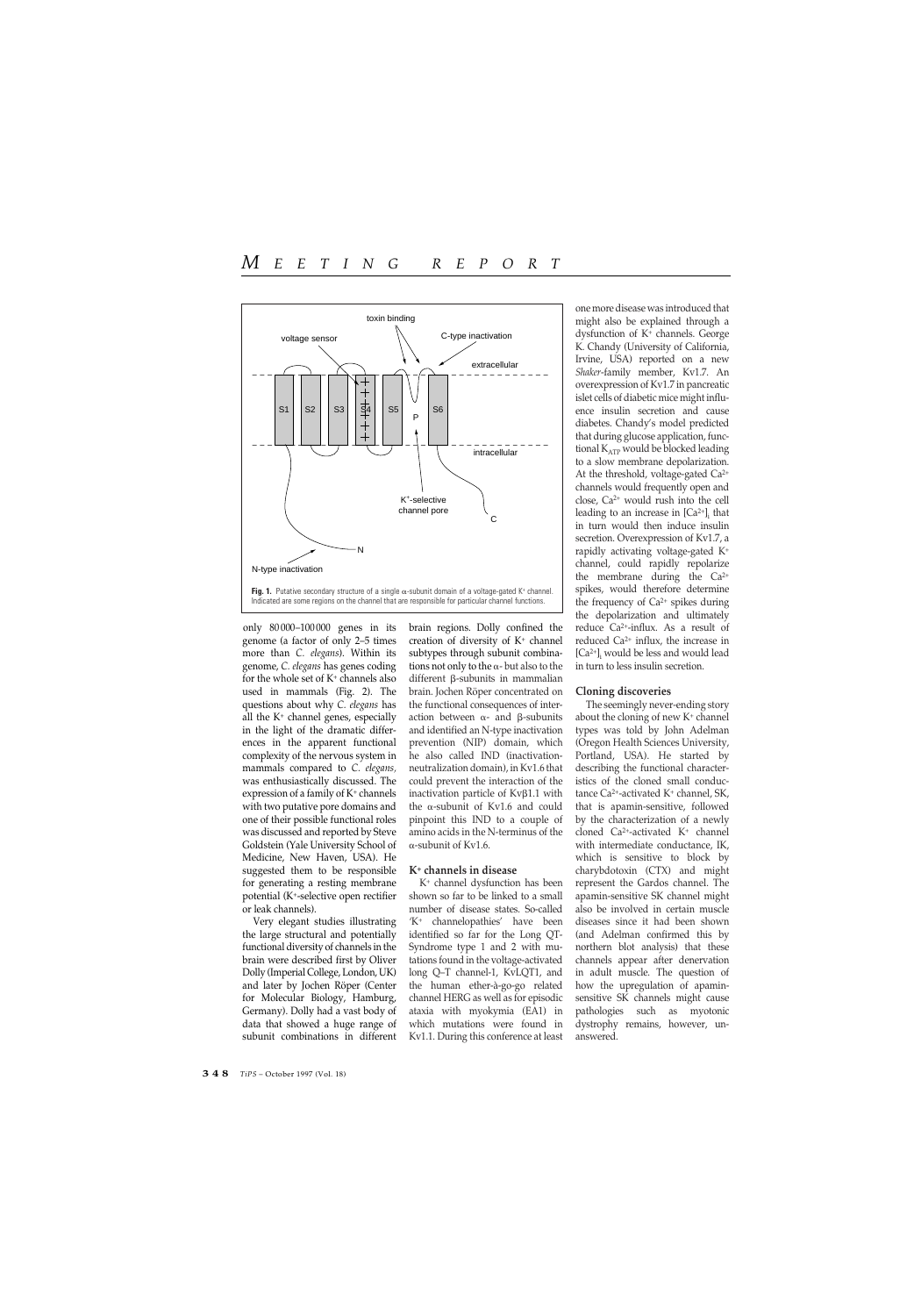Fig. 1. Putative secondary structure of a single α-subunit domain of a voltage-gated $K^+$ channel. Indicated are some regions on the channel that are responsible for particular channel functions.

only 80 000–100 000 genes in its genome (a factor of only 2–5 times more than *C. elegans*). Within its genome, *C. elegans* has genes coding for the whole set of $K^+$ channels also used in mammals (Fig. 2). The questions about why *C. elegans* has all the $K^+$ channel genes, especially in the light of the dramatic differences in the apparent functional complexity of the nervous system in mammals compared to *C. elegans,* was enthusiastically discussed. The expression of a family of $K^+$ channels with two putative pore domains and one of their possible functional roles was discussed and reported by Steve Goldstein (Yale University School of Medicine, New Haven, USA). He suggested them to be responsible for generating a resting membrane potential ($K^+$-selective open rectifier or leak channels).

Very elegant studies illustrating the large structural and potentially functional diversity of channels in the brain were described first by Oliver Dolly (Imperial College, London, UK) and later by Jochen Röper (Center for Molecular Biology, Hamburg, Germany). Dolly had a vast body of data that showed a huge range of subunit combinations in different brain regions. Dolly confined the creation of diversity of $K^+$ channel subtypes through subunit combinations not only to the α- but also to the different β-subunits in mammalian brain. Jochen Röper concentrated on the functional consequences of interaction between α- and β-subunits and identified an N-type inactivation prevention (NIP) domain, which he also called IND (inactivation-neutralization domain), in Kv1.6 that could prevent the interaction of the inactivation particle of Kvβ1.1 with the α-subunit of Kv1.6 and could pinpoint this IND to a couple of amino acids in the N-terminus of the α-subunit of Kv1.6.

## $K^+$ channels in disease

$K^+$ channel dysfunction has been shown so far to be linked to a small number of disease states. So-called '$K^+$ channelopathies' have been identified so far for the Long QT-Syndrome type 1 and 2 with mutations found in the voltage-activated long Q–T channel-1, KvLQT1, and the human ether-à-go-go related channel HERG as well as for episodic ataxia with myokymia (EA1) in which mutations were found in Kv1.1. During this conference at least one more disease was introduced that might also be explained through a dysfunction of $K^+$ channels. George K. Chandy (University of California, Irvine, USA) reported on a new *Shaker*-family member, Kv1.7. An overexpression of Kv1.7 in pancreatic islet cells of diabetic mice might influence insulin secretion and cause diabetes. Chandy's model predicted that during glucose application, functional $K_{ATP}$ would be blocked leading to a slow membrane depolarization. At the threshold, voltage-gated $Ca^{2+}$ channels would frequently open and close, $Ca^{2+}$ would rush into the cell leading to an increase in $[Ca^{2+}]_i$ that in turn would then induce insulin secretion. Overexpression of Kv1.7, a rapidly activating voltage-gated $K^+$ channel, could rapidly repolarize the membrane during the $Ca^{2+}$ spikes, would therefore determine the frequency of $Ca^{2+}$ spikes during the depolarization and ultimately reduce $Ca^{2+}$-influx. As a result of reduced $Ca^{2+}$ influx, the increase in $[Ca^{2+}]_i$ would be less and would lead in turn to less insulin secretion.

## Cloning discoveries

The seemingly never-ending story about the cloning of new $K^+$ channel types was told by John Adelman (Oregon Health Sciences University, Portland, USA). He started by describing the functional characteristics of the cloned small conductance $Ca^{2+}$-activated $K^+$ channel, SK, that is apamin-sensitive, followed by the characterization of a newly cloned $Ca^{2+}$-activated $K^+$ channel with intermediate conductance, IK, which is sensitive to block by charybdotoxin (CTX) and might represent the Gardos channel. The apamin-sensitive SK channel might also be involved in certain muscle diseases since it had been shown (and Adelman confirmed this by northern blot analysis) that these channels appear after denervation in adult muscle. The question of how the upregulation of apamin-sensitive SK channels might cause pathologies such as myotonic dystrophy remains, however, unanswered.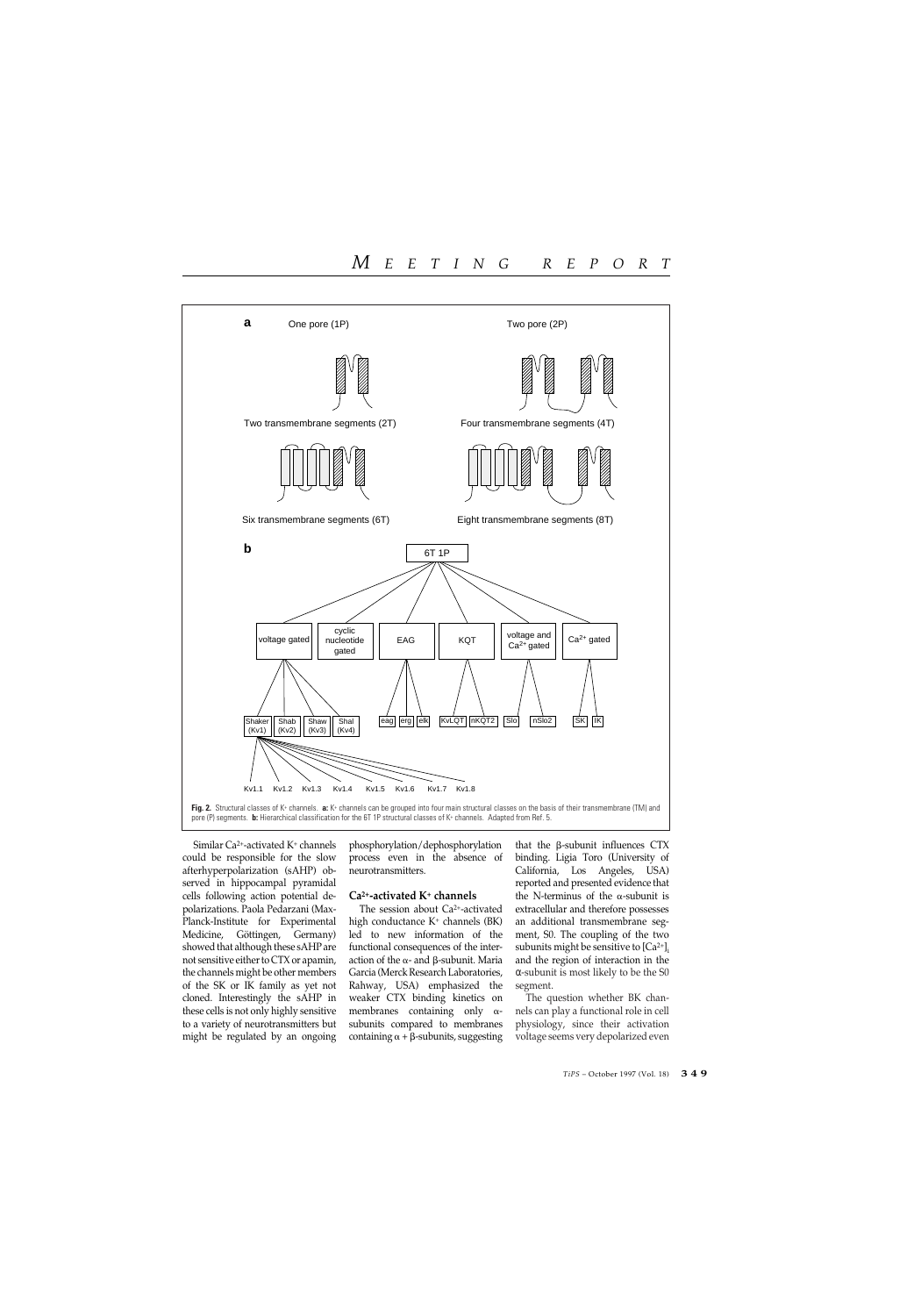**Fig. 2.** Structural classes of $K^+$ channels. **a:** $K^+$ channels can be grouped into four main structural classes on the basis of their transmembrane (TM) and pore (P) segments. **b:** Hierarchical classification for the 6T 1P structural classes of $K^+$ channels. Adapted from Ref. 5.

Similar $Ca^{2+}$-activated $K^+$ channels could be responsible for the slow afterhyperpolarization (sAHP) observed in hippocampal pyramidal cells following action potential depolarizations. Paola Pedarzani (Max-Planck-Institute for Experimental Medicine, Göttingen, Germany) showed that although these sAHP are not sensitive either to CTX or apamin, the channels might be other members of the SK or IK family as yet not cloned. Interestingly the sAHP in these cells is not only highly sensitive to a variety of neurotransmitters but might be regulated by an ongoing phosphorylation/dephosphorylation process even in the absence of neurotransmitters.

### $Ca^{2+}$-activated $K^+$ channels

The session about $Ca^{2+}$-activated high conductance $K^+$ channels (BK) led to new information of the functional consequences of the interaction of the α- and β-subunit. Maria Garcia (Merck Research Laboratories, Rahway, USA) emphasized the weaker CTX binding kinetics on membranes containing only α-subunits compared to membranes containing α + β-subunits, suggesting that the β-subunit influences CTX binding. Ligia Toro (University of California, Los Angeles, USA) reported and presented evidence that the N-terminus of the α-subunit is extracellular and therefore possesses an additional transmembrane segment, S0. The coupling of the two subunits might be sensitive to $[Ca^{2+}]_i$ and the region of interaction in the α-subunit is most likely to be the S0 segment.

The question whether BK channels can play a functional role in cell physiology, since their activation voltage seems very depolarized even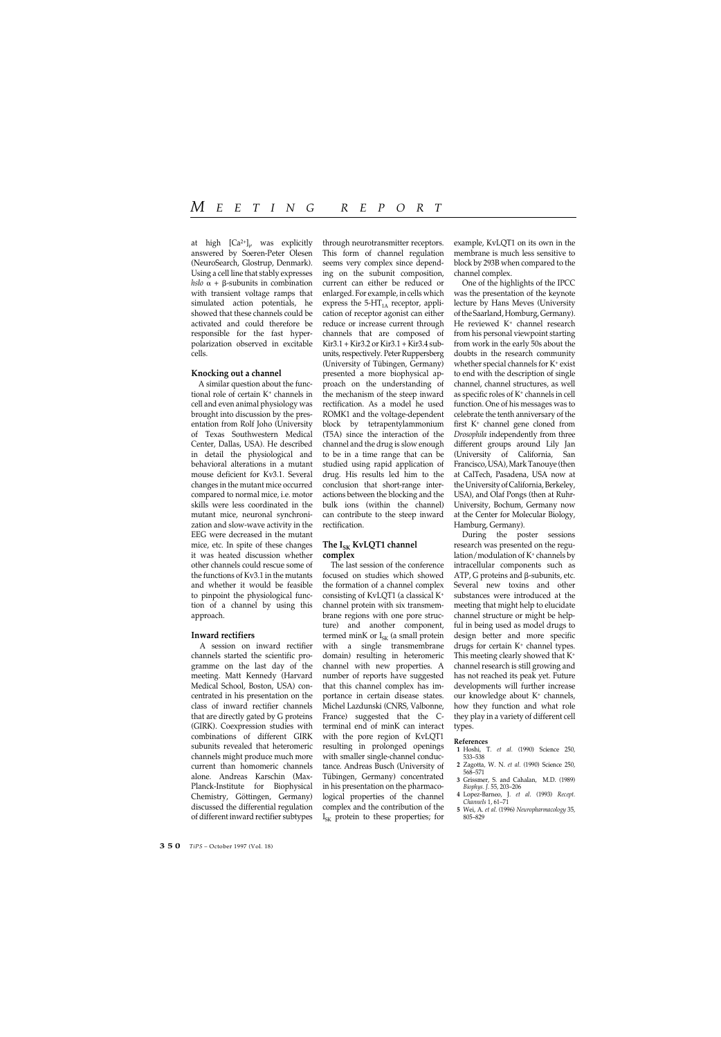at high $[Ca^{2+}]_i$, was explicitly answered by Soeren-Peter Olesen (NeuroSearch, Glostrup, Denmark). Using a cell line that stably expresses *hslo* $\alpha$ + $\beta$-subunits in combination with transient voltage ramps that simulated action potentials, he showed that these channels could be activated and could therefore be responsible for the fast hyperpolarization observed in excitable cells.

## Knocking out a channel

A similar question about the functional role of certain $K^+$ channels in cell and even animal physiology was brought into discussion by the presentation from Rolf Joho (University of Texas Southwestern Medical Center, Dallas, USA). He described in detail the physiological and behavioral alterations in a mutant mouse deficient for Kv3.1. Several changes in the mutant mice occurred compared to normal mice, i.e. motor skills were less coordinated in the mutant mice, neuronal synchronization and slow-wave activity in the EEG were decreased in the mutant mice, etc. In spite of these changes it was heated discussion whether other channels could rescue some of the functions of Kv3.1 in the mutants and whether it would be feasible to pinpoint the physiological function of a channel by using this approach.

## Inward rectifiers

A session on inward rectifier channels started the scientific programme on the last day of the meeting. Matt Kennedy (Harvard Medical School, Boston, USA) concentrated in his presentation on the class of inward rectifier channels that are directly gated by G proteins (GIRK). Coexpression studies with combinations of different GIRK subunits revealed that heteromeric channels might produce much more current than homomeric channels alone. Andreas Karschin (Max-Planck-Institute for Biophysical Chemistry, Göttingen, Germany) discussed the differential regulation of different inward rectifier subtypes through neurotransmitter receptors. This form of channel regulation seems very complex since depending on the subunit composition, current can either be reduced or enlarged. For example, in cells which express the $5\text{-HT}_{1A}$ receptor, application of receptor agonist can either reduce or increase current through channels that are composed of Kir3.1 + Kir3.2 or Kir3.1 + Kir3.4 subunits, respectively. Peter Ruppersberg (University of Tübingen, Germany) presented a more biophysical approach on the understanding of the mechanism of the steep inward rectification. As a model he used ROMK1 and the voltage-dependent block by tetrapentylammonium (T5A) since the interaction of the channel and the drug is slow enough to be in a time range that can be studied using rapid application of drug. His results led him to the conclusion that short-range interactions between the blocking and the bulk ions (within the channel) can contribute to the steep inward rectification.

## The $I_{SK}$ KvLQT1 channel complex

The last session of the conference focused on studies which showed the formation of a channel complex consisting of KvLQT1 (a classical $K^+$ channel protein with six transmembrane regions with one pore structure) and another component, termed minK or $I_{SK}$ (a small protein with a single transmembrane domain) resulting in heteromeric channel with new properties. A number of reports have suggested that this channel complex has importance in certain disease states. Michel Lazdunski (CNRS, Valbonne, France) suggested that the C-terminal end of minK can interact with the pore region of KvLQT1 resulting in prolonged openings with smaller single-channel conductance. Andreas Busch (University of Tübingen, Germany) concentrated in his presentation on the pharmacological properties of the channel complex and the contribution of the $I_{SK}$ protein to these properties; for example, KvLQT1 on its own in the membrane is much less sensitive to block by 293B when compared to the channel complex.

One of the highlights of the IPCC was the presentation of the keynote lecture by Hans Meves (University of the Saarland, Homburg, Germany). He reviewed $K^+$ channel research from his personal viewpoint starting from work in the early 50s about the doubts in the research community whether special channels for $K^+$ exist to end with the description of single channel, channel structures, as well as specific roles of $K^+$ channels in cell function. One of his messages was to celebrate the tenth anniversary of the first $K^+$ channel gene cloned from *Drosophila* independently from three different groups around Lily Jan (University of California, San Francisco, USA), Mark Tanouye (then at CalTech, Pasadena, USA now at the University of California, Berkeley, USA), and Olaf Pongs (then at Ruhr-University, Bochum, Germany now at the Center for Molecular Biology, Hamburg, Germany).

During the poster sessions research was presented on the regulation/modulation of $K^+$ channels by intracellular components such as ATP, G proteins and $\beta$-subunits, etc. Several new toxins and other substances were introduced at the meeting that might help to elucidate channel structure or might be helpful in being used as model drugs to design better and more specific drugs for certain $K^+$ channel types. This meeting clearly showed that $K^+$ channel research is still growing and has not reached its peak yet. Future developments will further increase our knowledge about $K^+$ channels, how they function and what role they play in a variety of different cell types.

### References

1. Hoshi, T. *et al.* (1990) Science 250, 533–538
2. Zagotta, W. N. *et al.* (1990) Science 250, 568–571
3. Grissmer, S. and Cahalan, M.D. (1989) *Biophys. J.* 55, 203–206
4. Lopez-Barneo, J. *et al.* (1993) *Recept. Channels* 1, 61–71
5. Wei, A. *et al.* (1996) *Neuropharmacology* 35, 805–829